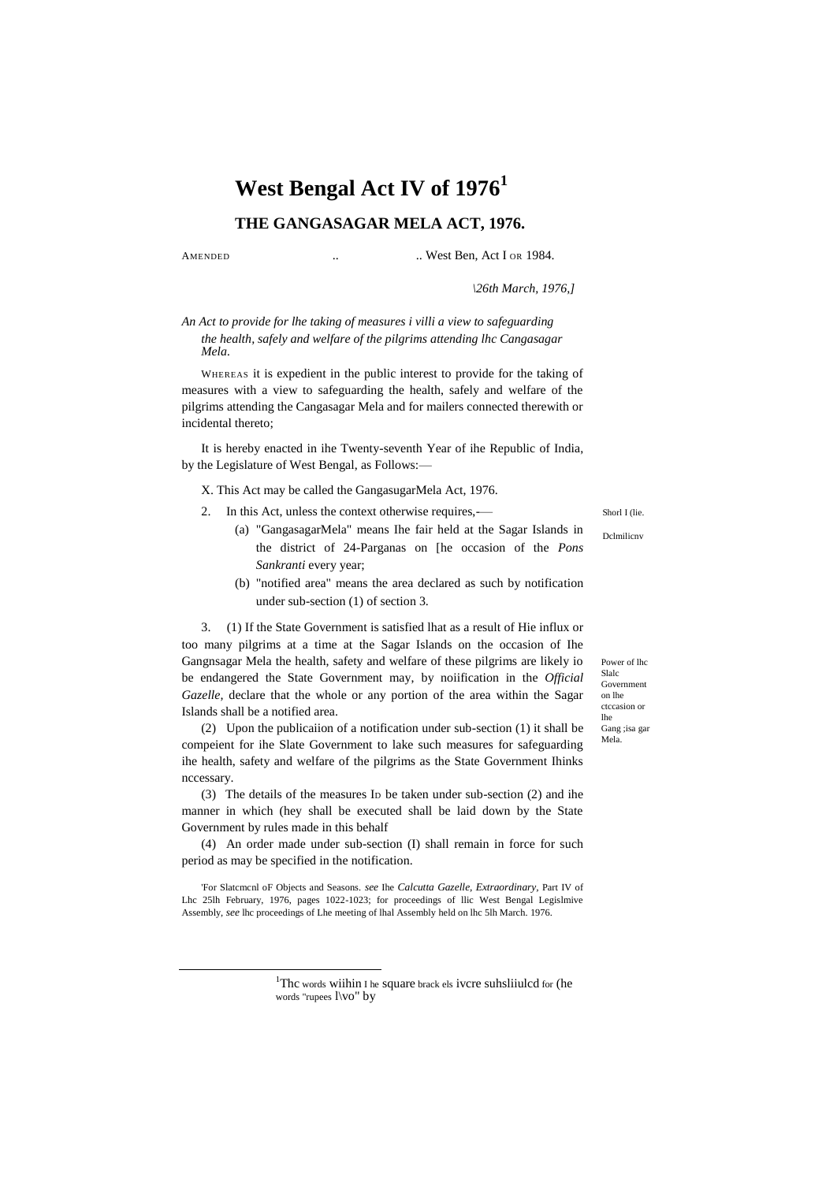# West Bengal Act IV of 1976[1]

## THE GANGASAGAR MELA ACT, 1976.

AMENDED .. .. West Ben, Act I OR 1984.

*\26th March, 1976,]*

*An Act to provide for lhe taking of measures i villi a view to safeguarding the health, safely and welfare of the pilgrims attending lhc Cangasagar Mela.*

WHEREAS it is expedient in the public interest to provide for the taking of measures with a view to safeguarding the health, safely and welfare of the pilgrims attending the Cangasagar Mela and for mailers connected therewith or incidental thereto;

It is hereby enacted in ihe Twenty-seventh Year of ihe Republic of India, by the Legislature of West Bengal, as Follows:—

Shorl I (lie.

X. This Act may be called the GangasugarMela Act, 1976.

Dclmilicnv

2. In this Act, unless the context otherwise requires,-—

(a) "GangasagarMela" means Ihe fair held at the Sagar Islands in the district of 24-Parganas on [he occasion of the *Pons Sankranti* every year;

(b) "notified area" means the area declared as such by notification under sub-section (1) of section 3.

Power of lhc Slalc Government on lhe ctccasion or lhe Gang ;isa gar Mela.

3. (1) If the State Government is satisfied lhat as a result of Hie influx or too many pilgrims at a time at the Sagar Islands on the occasion of Ihe Gangnsagar Mela the health, safety and welfare of these pilgrims are likely io be endangered the State Government may, by noiification in the *Official Gazelle,* declare that the whole or any portion of the area within the Sagar Islands shall be a notified area.

(2) Upon the publicaiion of a notification under sub-section (1) it shall be compeient for ihe Slate Government to lake such measures for safeguarding ihe health, safety and welfare of the pilgrims as the State Government Ihinks nccessary.

(3) The details of the measures ID be taken under sub-section (2) and ihe manner in which (hey shall be executed shall be laid down by the State Government by rules made in this behalf

(4) An order made under sub-section (I) shall remain in force for such period as may be specified in the notification.

'For Slatcmcnl oF Objects and Seasons. *see* Ihe *Calcutta Gazette, Extraordinary,* Part IV of Lhc 25lh February, 1976, pages 1022-1023; for proceedings of llic West Bengal Legislmive Assembly, *see* lhc proceedings of Lhe meeting of lhal Assembly held on lhc 5lh March. 1976.

---

[1] Thc words wiihin I he square brack els ivcre suhsliiulcd for (he words "rupees l\vo" by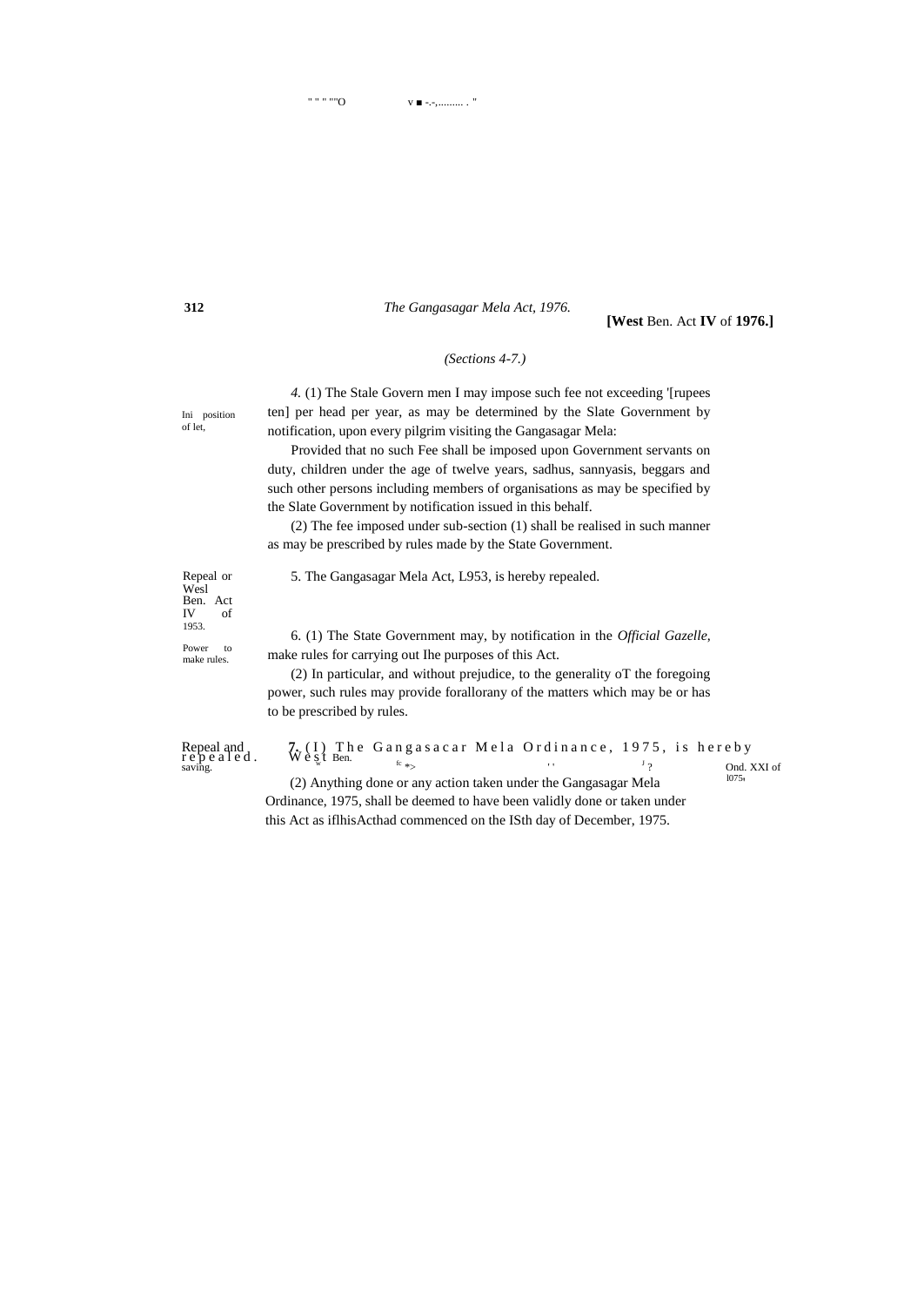*(Sections 4-7.)*

Imposition of fee.

*4.* (1) The Stale Govern men I may impose such fee not exceeding '[rupees ten] per head per year, as may be determined by the Slate Government by notification, upon every pilgrim visiting the Gangasagar Mela:

Provided that no such Fee shall be imposed upon Government servants on duty, children under the age of twelve years, sadhus, sannyasis, beggars and such other persons including members of organisations as may be specified by the Slate Government by notification issued in this behalf.

(2) The fee imposed under sub-section (1) shall be realised in such manner as may be prescribed by rules made by the State Government.

Repeal or Wesl Ben. Act IV of 1953.

5. The Gangasagar Mela Act, L953, is hereby repealed.

Power to make rules.

6. (1) The State Government may, by notification in the *Official Gazelle*, make rules for carrying out Ihe purposes of this Act.

(2) In particular, and without prejudice, to the generality oT the foregoing power, such rules may provide forallorany of the matters which may be or has to be prescribed by rules.

Repeal and saving.

7. (I) The Gangasacar Mela Ordinance, 1975, is hereby repealed.

West Ben. Ond. XXI of 1075.

(2) Anything done or any action taken under the Gangasagar Mela Ordinance, 1975, shall be deemed to have been validly done or taken under this Act as iflhisActhad commenced on the ISth day of December, 1975.